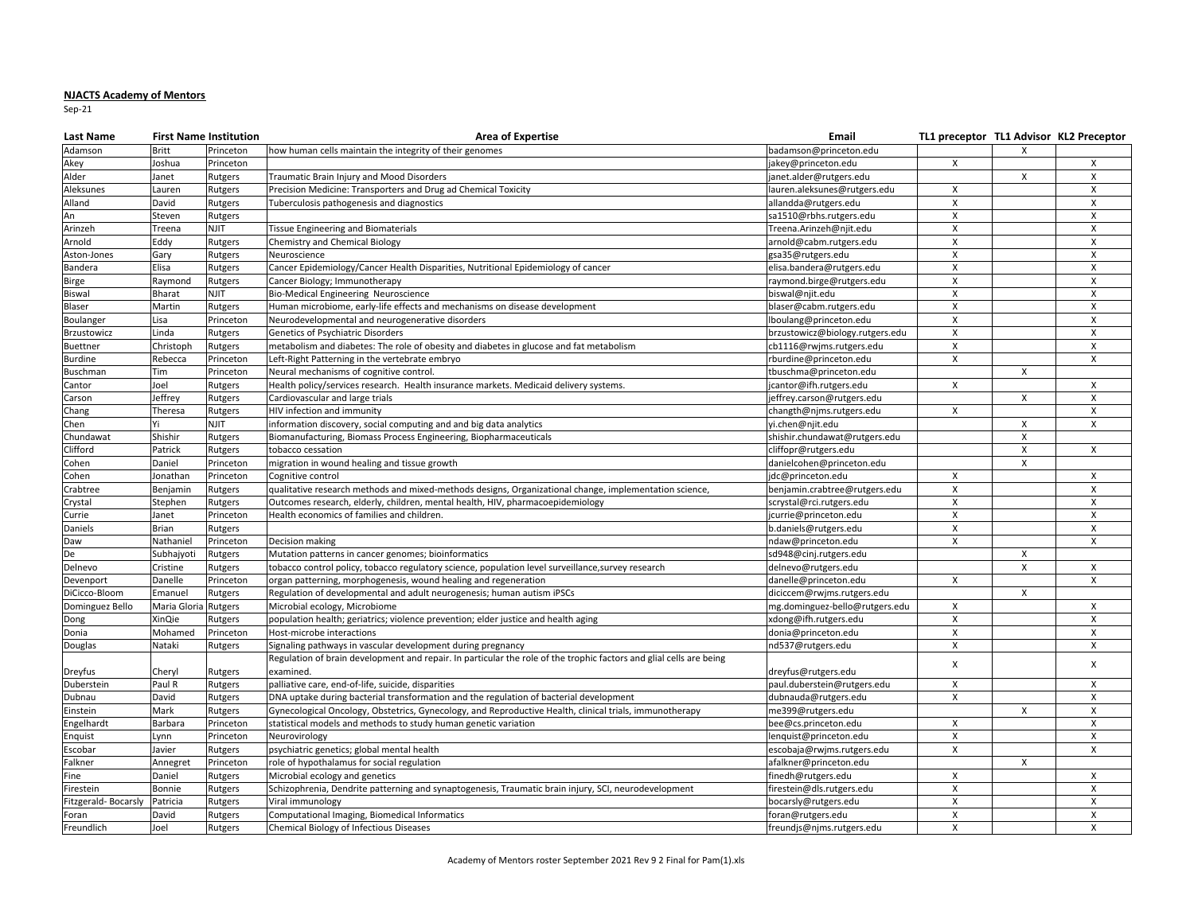**NJACTS Academy of Mentors**

Sep-21

| Last Name | First Name | Institution | Area of Expertise | Email | TL1 preceptor | TL1 Advisor | KL2 Preceptor |
|---|---|---|---|---|---|---|---|
| Adamson | Britt | Princeton | how human cells maintain the integrity of their genomes | badamson@princeton.edu | | X | |
| Akey | Joshua | Princeton | | jakey@princeton.edu | X | | X |
| Alder | Janet | Rutgers | Traumatic Brain Injury and Mood Disorders | janet.alder@rutgers.edu | | X | X |
| Aleksunes | Lauren | Rutgers | Precision Medicine: Transporters and Drug ad Chemical Toxicity | lauren.aleksunes@rutgers.edu | X | | X |
| Alland | David | Rutgers | Tuberculosis pathogenesis and diagnostics | allandda@rutgers.edu | X | | X |
| An | Steven | Rutgers | | sa1510@rbhs.rutgers.edu | X | | X |
| Arinzeh | Treena | NJIT | Tissue Engineering and Biomaterials | Treena.Arinzeh@njit.edu | X | | X |
| Arnold | Eddy | Rutgers | Chemistry and Chemical Biology | arnold@cabm.rutgers.edu | X | | X |
| Aston-Jones | Gary | Rutgers | Neuroscience | gsa35@rutgers.edu | X | | X |
| Bandera | Elisa | Rutgers | Cancer Epidemiology/Cancer Health Disparities, Nutritional Epidemiology of cancer | elisa.bandera@rutgers.edu | X | | X |
| Birge | Raymond | Rutgers | Cancer Biology; Immunotherapy | raymond.birge@rutgers.edu | X | | X |
| Biswal | Bharat | NJIT | Bio-Medical Engineering Neuroscience | biswal@njit.edu | X | | X |
| Blaser | Martin | Rutgers | Human microbiome, early-life effects and mechanisms on disease development | blaser@cabm.rutgers.edu | X | | X |
| Boulanger | Lisa | Princeton | Neurodevelopmental and neurogenerative disorders | lboulang@princeton.edu | X | | X |
| Brzustowicz | Linda | Rutgers | Genetics of Psychiatric Disorders | brzustowicz@biology.rutgers.edu | X | | X |
| Buettner | Christoph | Rutgers | metabolism and diabetes: The role of obesity and diabetes in glucose and fat metabolism | cb1116@rwjms.rutgers.edu | X | | X |
| Burdine | Rebecca | Princeton | Left-Right Patterning in the vertebrate embryo | rburdine@princeton.edu | X | | X |
| Buschman | Tim | Princeton | Neural mechanisms of cognitive control. | tbuschma@princeton.edu | | X | |
| Cantor | Joel | Rutgers | Health policy/services research. Health insurance markets. Medicaid delivery systems. | jcantor@ifh.rutgers.edu | X | | X |
| Carson | Jeffrey | Rutgers | Cardiovascular and large trials | jeffrey.carson@rutgers.edu | | X | X |
| Chang | Theresa | Rutgers | HIV infection and immunity | changth@njms.rutgers.edu | X | | X |
| Chen | Yi | NJIT | information discovery, social computing and and big data analytics | yi.chen@njit.edu | | X | X |
| Chundawat | Shishir | Rutgers | Biomanufacturing, Biomass Process Engineering, Biopharmaceuticals | shishir.chundawat@rutgers.edu | | X | |
| Clifford | Patrick | Rutgers | tobacco cessation | cliffopr@rutgers.edu | | X | X |
| Cohen | Daniel | Princeton | migration in wound healing and tissue growth | danielcohen@princeton.edu | | X | |
| Cohen | Jonathan | Princeton | Cognitive control | jdc@princeton.edu | X | | X |
| Crabtree | Benjamin | Rutgers | qualitative research methods and mixed-methods designs, Organizational change, implementation science, | benjamin.crabtree@rutgers.edu | X | | X |
| Crystal | Stephen | Rutgers | Outcomes research, elderly, children, mental health, HIV, pharmacoepidemiology | scrystal@rci.rutgers.edu | X | | X |
| Currie | Janet | Princeton | Health economics of families and children. | jcurrie@princeton.edu | X | | X |
| Daniels | Brian | Rutgers | | b.daniels@rutgers.edu | X | | X |
| Daw | Nathaniel | Princeton | Decision making | ndaw@princeton.edu | X | | X |
| De | Subhajyoti | Rutgers | Mutation patterns in cancer genomes; bioinformatics | sd948@cinj.rutgers.edu | | X | |
| Delnevo | Cristine | Rutgers | tobacco control policy, tobacco regulatory science, population level surveillance,survey research | delnevo@rutgers.edu | | X | X |
| Devenport | Danelle | Princeton | organ patterning, morphogenesis, wound healing and regeneration | danelle@princeton.edu | X | | X |
| DiCicco-Bloom | Emanuel | Rutgers | Regulation of developmental and adult neurogenesis; human autism iPSCs | diciccem@rwjms.rutgers.edu | | X | |
| Dominguez Bello | Maria Gloria | Rutgers | Microbial ecology, Microbiome | mg.dominguez-bello@rutgers.edu | X | | X |
| Dong | XinQie | Rutgers | population health; geriatrics; violence prevention; elder justice and health aging | xdong@ifh.rutgers.edu | X | | X |
| Donia | Mohamed | Princeton | Host-microbe interactions | donia@princeton.edu | X | | X |
| Douglas | Nataki | Rutgers | Signaling pathways in vascular development during pregnancy | nd537@rutgers.edu | X | | X |
| Dreyfus | Cheryl | Rutgers | Regulation of brain development and repair. In particular the role of the trophic factors and glial cells are being examined. | dreyfus@rutgers.edu | X | | X |
| Duberstein | Paul R | Rutgers | palliative care, end-of-life, suicide, disparities | paul.duberstein@rutgers.edu | X | | X |
| Dubnau | David | Rutgers | DNA uptake during bacterial transformation and the regulation of bacterial development | dubnauda@rutgers.edu | X | | X |
| Einstein | Mark | Rutgers | Gynecological Oncology, Obstetrics, Gynecology, and Reproductive Health, clinical trials, immunotherapy | me399@rutgers.edu | | X | X |
| Engelhardt | Barbara | Princeton | statistical models and methods to study human genetic variation | bee@cs.princeton.edu | X | | X |
| Enquist | Lynn | Princeton | Neurovirology | lenquist@princeton.edu | X | | X |
| Escobar | Javier | Rutgers | psychiatric genetics; global mental health | escobaja@rwjms.rutgers.edu | X | | X |
| Falkner | Annegret | Princeton | role of hypothalamus for social regulation | afalkner@princeton.edu | | X | |
| Fine | Daniel | Rutgers | Microbial ecology and genetics | finedh@rutgers.edu | X | | X |
| Firestein | Bonnie | Rutgers | Schizophrenia, Dendrite patterning and synaptogenesis, Traumatic brain injury, SCI, neurodevelopment | firestein@dls.rutgers.edu | X | | X |
| Fitzgerald- Bocarsly | Patricia | Rutgers | Viral immunology | bocarsly@rutgers.edu | X | | X |
| Foran | David | Rutgers | Computational Imaging, Biomedical Informatics | foran@rutgers.edu | X | | X |
| Freundlich | Joel | Rutgers | Chemical Biology of Infectious Diseases | freundjs@njms.rutgers.edu | X | | X |

Academy of Mentors roster September 2021 Rev 9 2 Final for Pam(1).xls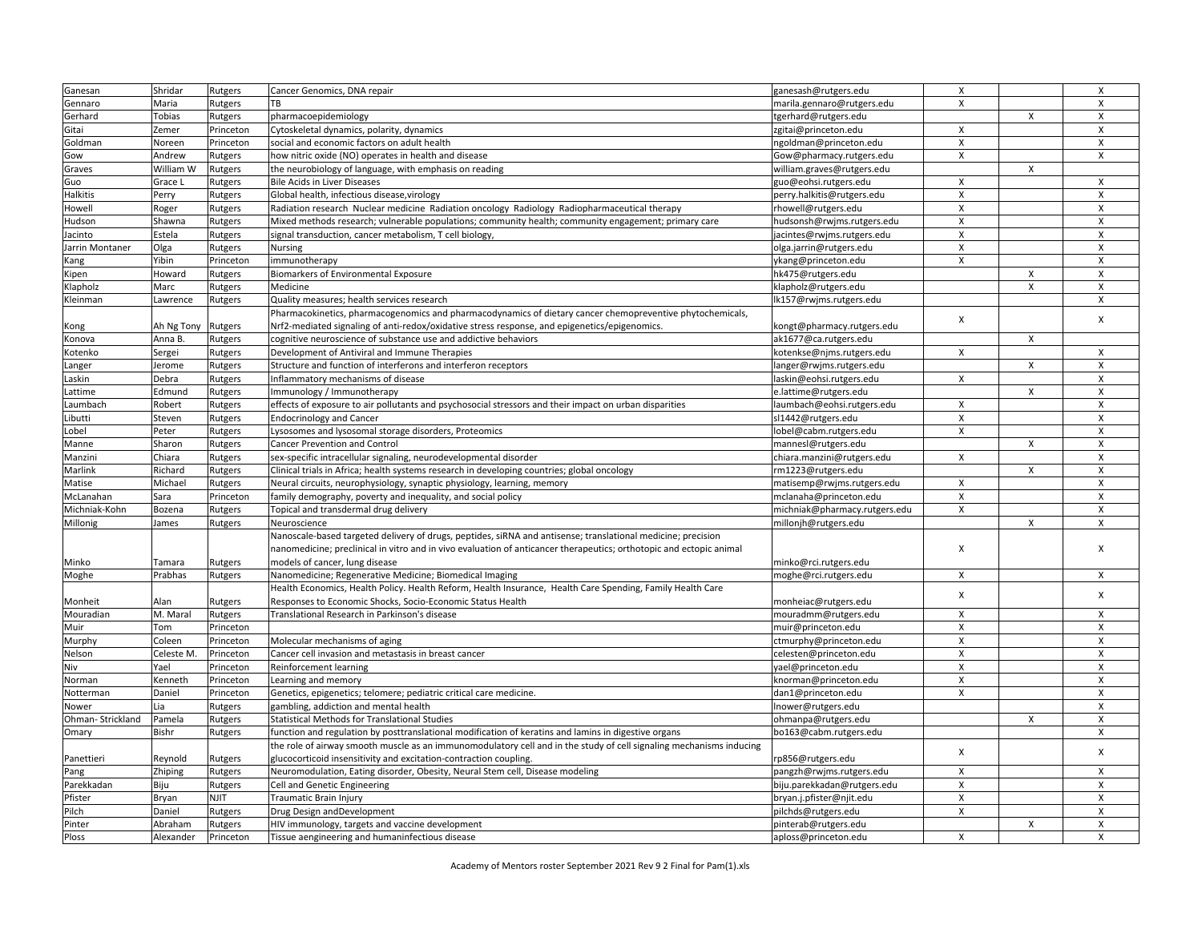| | | | | | | | |
|---|---|---|---|---|---|---|---|
| Ganesan | Shridar | Rutgers | Cancer Genomics, DNA repair | ganesash@rutgers.edu | X | | X |
| Gennaro | Maria | Rutgers | TB | marila.gennaro@rutgers.edu | X | | X |
| Gerhard | Tobias | Rutgers | pharmacoepidemiology | tgerhard@rutgers.edu | | X | X |
| Gitai | Zemer | Princeton | Cytoskeletal dynamics, polarity, dynamics | zgitai@princeton.edu | X | | X |
| Goldman | Noreen | Princeton | social and economic factors on adult health | ngoldman@princeton.edu | X | | X |
| Gow | Andrew | Rutgers | how nitric oxide (NO) operates in health and disease | Gow@pharmacy.rutgers.edu | X | | X |
| Graves | William W | Rutgers | the neurobiology of language, with emphasis on reading | william.graves@rutgers.edu | | X | |
| Guo | Grace L | Rutgers | Bile Acids in Liver Diseases | guo@eohsi.rutgers.edu | X | | X |
| Halkitis | Perry | Rutgers | Global health, infectious disease,virology | perry.halkitis@rutgers.edu | X | | X |
| Howell | Roger | Rutgers | Radiation research Nuclear medicine Radiation oncology Radiology Radiopharmaceutical therapy | rhowell@rutgers.edu | X | | X |
| Hudson | Shawna | Rutgers | Mixed methods research; vulnerable populations; community health; community engagement; primary care | hudsonsh@rwjms.rutgers.edu | X | | X |
| Jacinto | Estela | Rutgers | signal transduction, cancer metabolism, T cell biology, | jacintes@rwjms.rutgers.edu | X | | X |
| Jarrin Montaner | Olga | Rutgers | Nursing | olga.jarrin@rutgers.edu | X | | X |
| Kang | Yibin | Princeton | immunotherapy | ykang@princeton.edu | X | | X |
| Kipen | Howard | Rutgers | Biomarkers of Environmental Exposure | hk475@rutgers.edu | | X | X |
| Klapholz | Marc | Rutgers | Medicine | klapholz@rutgers.edu | | X | X |
| Kleinman | Lawrence | Rutgers | Quality measures; health services research | lk157@rwjms.rutgers.edu | | | X |
| Kong | Ah Ng Tony | Rutgers | Pharmacokinetics, pharmacogenomics and pharmacodynamics of dietary cancer chemopreventive phytochemicals, Nrf2-mediated signaling of anti-redox/oxidative stress response, and epigenetics/epigenomics. | kongt@pharmacy.rutgers.edu | X | | X |
| Konova | Anna B. | Rutgers | cognitive neuroscience of substance use and addictive behaviors | ak1677@ca.rutgers.edu | | X | |
| Kotenko | Sergei | Rutgers | Development of Antiviral and Immune Therapies | kotenkse@njms.rutgers.edu | X | | X |
| Langer | Jerome | Rutgers | Structure and function of interferons and interferon receptors | langer@rwjms.rutgers.edu | | X | X |
| Laskin | Debra | Rutgers | Inflammatory mechanisms of disease | laskin@eohsi.rutgers.edu | X | | X |
| Lattime | Edmund | Rutgers | Immunology / Immunotherapy | e.lattime@rutgers.edu | | X | X |
| Laumbach | Robert | Rutgers | effects of exposure to air pollutants and psychosocial stressors and their impact on urban disparities | laumbach@eohsi.rutgers.edu | X | | X |
| Libutti | Steven | Rutgers | Endocrinology and Cancer | sl1442@rutgers.edu | X | | X |
| Lobel | Peter | Rutgers | Lysosomes and lysosomal storage disorders, Proteomics | lobel@cabm.rutgers.edu | X | | X |
| Manne | Sharon | Rutgers | Cancer Prevention and Control | mannesl@rutgers.edu | | X | X |
| Manzini | Chiara | Rutgers | sex-specific intracellular signaling, neurodevelopmental disorder | chiara.manzini@rutgers.edu | X | | X |
| Marlink | Richard | Rutgers | Clinical trials in Africa; health systems research in developing countries; global oncology | rm1223@rutgers.edu | | X | X |
| Matise | Michael | Rutgers | Neural circuits, neurophysiology, synaptic physiology, learning, memory | matisemp@rwjms.rutgers.edu | X | | X |
| McLanahan | Sara | Princeton | family demography, poverty and inequality, and social policy | mclanaha@princeton.edu | X | | X |
| Michniak-Kohn | Bozena | Rutgers | Topical and transdermal drug delivery | michniak@pharmacy.rutgers.edu | X | | X |
| Millonig | James | Rutgers | Neuroscience | millonjh@rutgers.edu | | X | X |
| Minko | Tamara | Rutgers | Nanoscale-based targeted delivery of drugs, peptides, siRNA and antisense; translational medicine; precision nanomedicine; preclinical in vitro and in vivo evaluation of anticancer therapeutics; orthotopic and ectopic animal models of cancer, lung disease | minko@rci.rutgers.edu | X | | X |
| Moghe | Prabhas | Rutgers | Nanomedicine; Regenerative Medicine; Biomedical Imaging | moghe@rci.rutgers.edu | X | | X |
| Monheit | Alan | Rutgers | Health Economics, Health Policy. Health Reform, Health Insurance, Health Care Spending, Family Health Care Responses to Economic Shocks, Socio-Economic Status Health | monheiac@rutgers.edu | X | | X |
| Mouradian | M. Maral | Rutgers | Translational Research in Parkinson's disease | mouradmm@rutgers.edu | X | | X |
| Muir | Tom | Princeton | | muir@princeton.edu | X | | X |
| Murphy | Coleen | Princeton | Molecular mechanisms of aging | ctmurphy@princeton.edu | X | | X |
| Nelson | Celeste M. | Princeton | Cancer cell invasion and metastasis in breast cancer | celesten@princeton.edu | X | | X |
| Niv | Yael | Princeton | Reinforcement learning | yael@princeton.edu | X | | X |
| Norman | Kenneth | Princeton | Learning and memory | knorman@princeton.edu | X | | X |
| Notterman | Daniel | Princeton | Genetics, epigenetics; telomere; pediatric critical care medicine. | dan1@princeton.edu | X | | X |
| Nower | Lia | Rutgers | gambling, addiction and mental health | lnower@rutgers.edu | | | X |
| Ohman- Strickland | Pamela | Rutgers | Statistical Methods for Translational Studies | ohmanpa@rutgers.edu | | X | X |
| Omary | Bishr | Rutgers | function and regulation by posttranslational modification of keratins and lamins in digestive organs | bo163@cabm.rutgers.edu | | | X |
| Panettieri | Reynold | Rutgers | the role of airway smooth muscle as an immunomodulatory cell and in the study of cell signaling mechanisms inducing glucocorticoid insensitivity and excitation-contraction coupling. | rp856@rutgers.edu | X | | X |
| Pang | Zhiping | Rutgers | Neuromodulation, Eating disorder, Obesity, Neural Stem cell, Disease modeling | pangzh@rwjms.rutgers.edu | X | | X |
| Parekkadan | Biju | Rutgers | Cell and Genetic Engineering | biju.parekkadan@rutgers.edu | X | | X |
| Pfister | Bryan | NJIT | Traumatic Brain Injury | bryan.j.pfister@njit.edu | X | | X |
| Pilch | Daniel | Rutgers | Drug Design andDevelopment | pilchds@rutgers.edu | X | | X |
| Pinter | Abraham | Rutgers | HIV immunology, targets and vaccine development | pinterab@rutgers.edu | | X | X |
| Ploss | Alexander | Princeton | Tissue aengineering and humaninfectious disease | aploss@princeton.edu | X | | X |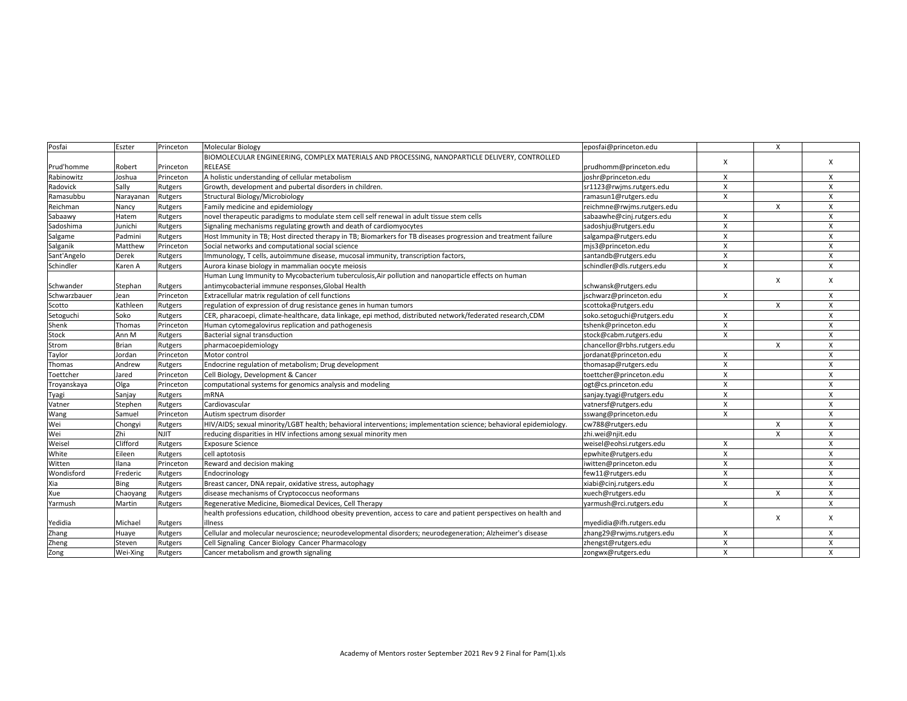| | | | | | | | |
|---|---|---|---|---|---|---|---|
| Posfai | Eszter | Princeton | Molecular Biology | eposfai@princeton.edu | | X | |
| Prud'homme | Robert | Princeton | BIOMOLECULAR ENGINEERING, COMPLEX MATERIALS AND PROCESSING, NANOPARTICLE DELIVERY, CONTROLLED RELEASE | prudhomm@princeton.edu | X | | X |
| Rabinowitz | Joshua | Princeton | A holistic understanding of cellular metabolism | joshr@princeton.edu | X | | X |
| Radovick | Sally | Rutgers | Growth, development and pubertal disorders in children. | sr1123@rwjms.rutgers.edu | X | | X |
| Ramasubbu | Narayanan | Rutgers | Structural Biology/Microbiology | ramasun1@rutgers.edu | X | | X |
| Reichman | Nancy | Rutgers | Family medicine and epidemiology | reichmne@rwjms.rutgers.edu | | X | X |
| Sabaawy | Hatem | Rutgers | novel therapeutic paradigms to modulate stem cell self renewal in adult tissue stem cells | sabaawhe@cinj.rutgers.edu | X | | X |
| Sadoshima | Junichi | Rutgers | Signaling mechanisms regulating growth and death of cardiomyocytes | sadoshju@rutgers.edu | X | | X |
| Salgame | Padmini | Rutgers | Host Immunity in TB; Host directed therapy in TB; Biomarkers for TB diseases progression and treatment failure | salgampa@rutgers.edu | X | | X |
| Salganik | Matthew | Princeton | Social networks and computational social science | mjs3@princeton.edu | X | | X |
| Sant'Angelo | Derek | Rutgers | Immunology, T cells, autoimmune disease, mucosal immunity, transcription factors, | santandb@rutgers.edu | X | | X |
| Schindler | Karen A | Rutgers | Aurora kinase biology in mammalian oocyte meiosis | schindler@dls.rutgers.edu | X | | X |
| Schwander | Stephan | Rutgers | Human Lung Immunity to Mycobacterium tuberculosis,Air pollution and nanoparticle effects on human antimycobacterial immune responses,Global Health | schwansk@rutgers.edu | | X | X |
| Schwarzbauer | Jean | Princeton | Extracellular matrix regulation of cell functions | jschwarz@princeton.edu | X | | X |
| Scotto | Kathleen | Rutgers | regulation of expression of drug resistance genes in human tumors | scottoka@rutgers.edu | | X | X |
| Setoguchi | Soko | Rutgers | CER, pharacoepi, climate-healthcare, data linkage, epi method, distributed network/federated research,CDM | soko.setoguchi@rutgers.edu | X | | X |
| Shenk | Thomas | Princeton | Human cytomegalovirus replication and pathogenesis | tshenk@princeton.edu | X | | X |
| Stock | Ann M | Rutgers | Bacterial signal transduction | stock@cabm.rutgers.edu | X | | X |
| Strom | Brian | Rutgers | pharmacoepidemiology | chancellor@rbhs.rutgers.edu | | X | X |
| Taylor | Jordan | Princeton | Motor control | jordanat@princeton.edu | X | | X |
| Thomas | Andrew | Rutgers | Endocrine regulation of metabolism; Drug development | thomasap@rutgers.edu | X | | X |
| Toettcher | Jared | Princeton | Cell Biology, Development & Cancer | toettcher@princeton.edu | X | | X |
| Troyanskaya | Olga | Princeton | computational systems for genomics analysis and modeling | ogt@cs.princeton.edu | X | | X |
| Tyagi | Sanjay | Rutgers | mRNA | sanjay.tyagi@rutgers.edu | X | | X |
| Vatner | Stephen | Rutgers | Cardiovascular | vatnersf@rutgers.edu | X | | X |
| Wang | Samuel | Princeton | Autism spectrum disorder | sswang@princeton.edu | X | | X |
| Wei | Chongyi | Rutgers | HIV/AIDS; sexual minority/LGBT health; behavioral interventions; implementation science; behavioral epidemiology. | cw788@rutgers.edu | | X | X |
| Wei | Zhi | NJIT | reducing disparities in HIV infections among sexual minority men | zhi.wei@njit.edu | | X | X |
| Weisel | Clifford | Rutgers | Exposure Science | weisel@eohsi.rutgers.edu | X | | X |
| White | Eileen | Rutgers | cell aptotosis | epwhite@rutgers.edu | X | | X |
| Witten | Ilana | Princeton | Reward and decision making | iwitten@princeton.edu | X | | X |
| Wondisford | Frederic | Rutgers | Endocrinology | few11@rutgers.edu | X | | X |
| Xia | Bing | Rutgers | Breast cancer, DNA repair, oxidative stress, autophagy | xiabi@cinj.rutgers.edu | X | | X |
| Xue | Chaoyang | Rutgers | disease mechanisms of Cryptococcus neoformans | xuech@rutgers.edu | | X | X |
| Yarmush | Martin | Rutgers | Regenerative Medicine, Biomedical Devices, Cell Therapy | yarmush@rci.rutgers.edu | X | | X |
| Yedidia | Michael | Rutgers | health professions education, childhood obesity prevention, access to care and patient perspectives on health and illness | myedidia@ifh.rutgers.edu | | X | X |
| Zhang | Huaye | Rutgers | Cellular and molecular neuroscience; neurodevelopmental disorders; neurodegeneration; Alzheimer's disease | zhang29@rwjms.rutgers.edu | X | | X |
| Zheng | Steven | Rutgers | Cell Signaling Cancer Biology Cancer Pharmacology | zhengst@rutgers.edu | X | | X |
| Zong | Wei-Xing | Rutgers | Cancer metabolism and growth signaling | zongwx@rutgers.edu | X | | X |